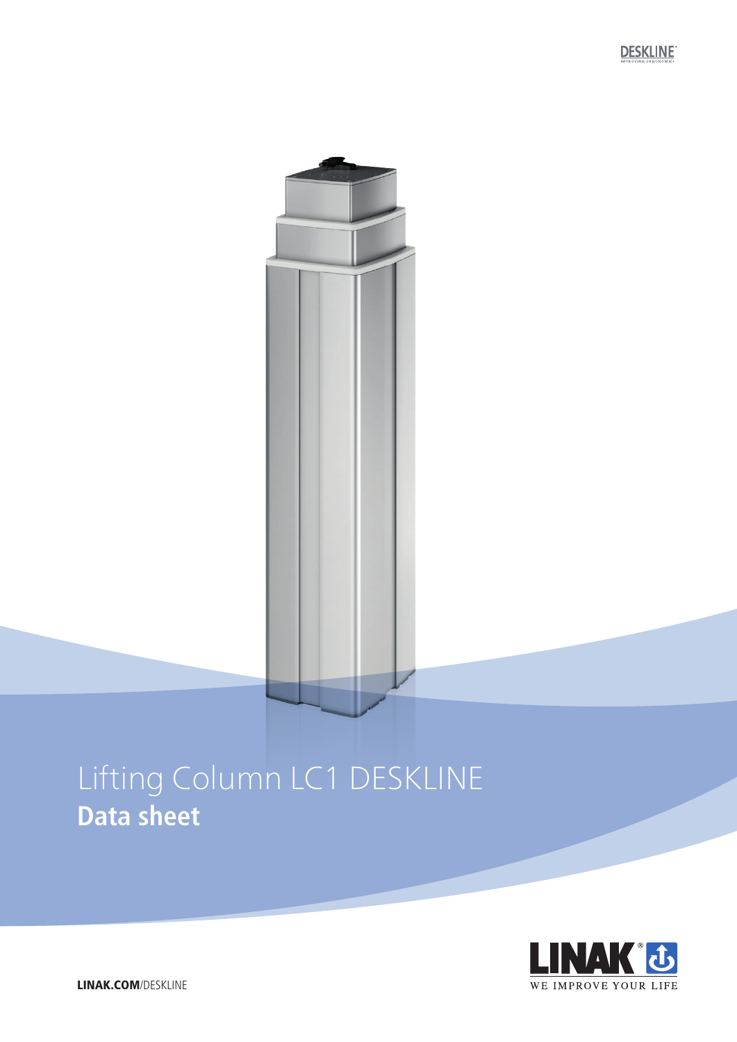DESKLINE
IMPROVING ERGONOMICS

# Lifting Column LC1 DESKLINE
**Data sheet**

LINAK® WE IMPROVE YOUR LIFE

**LINAK.COM**/DESKLINE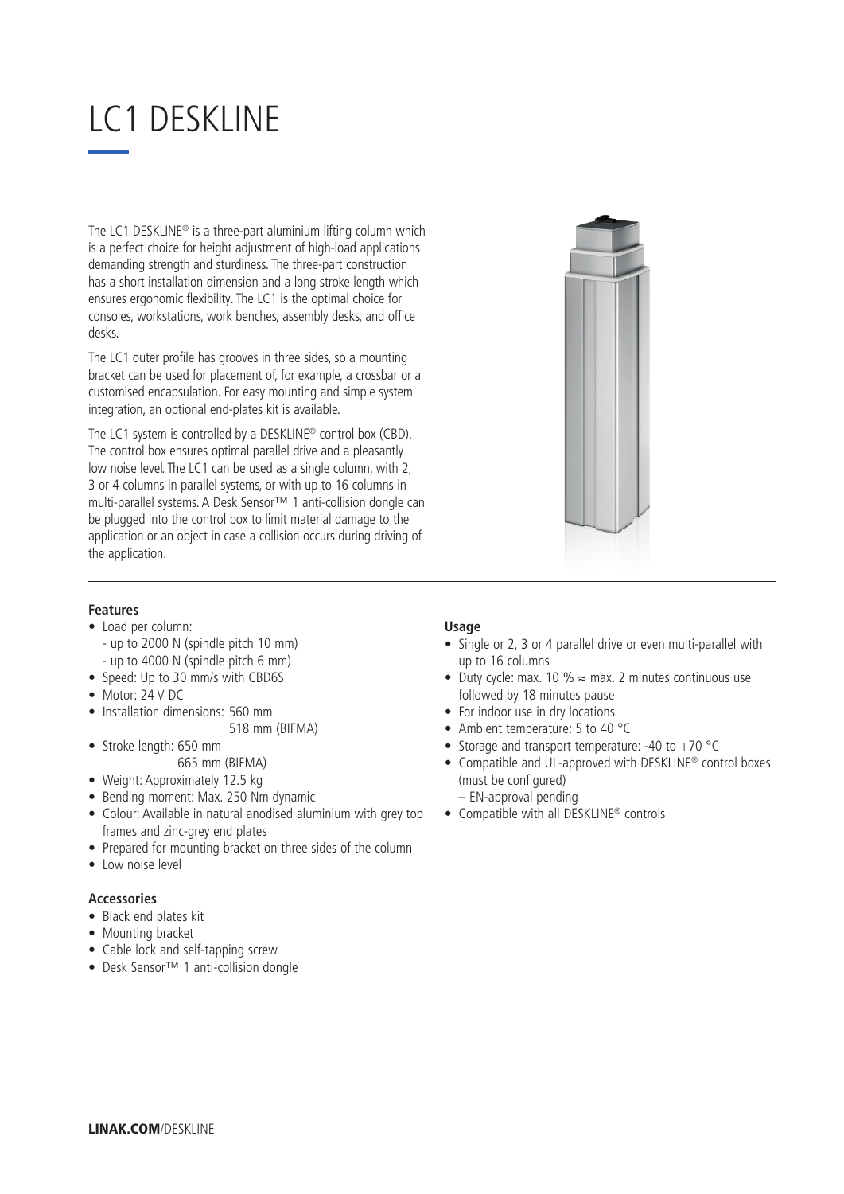# LC1 DESKLINE

The LC1 DESKLINE® is a three-part aluminium lifting column which is a perfect choice for height adjustment of high-load applications demanding strength and sturdiness. The three-part construction has a short installation dimension and a long stroke length which ensures ergonomic flexibility. The LC1 is the optimal choice for consoles, workstations, work benches, assembly desks, and office desks.

The LC1 outer profile has grooves in three sides, so a mounting bracket can be used for placement of, for example, a crossbar or a customised encapsulation. For easy mounting and simple system integration, an optional end-plates kit is available.

The LC1 system is controlled by a DESKLINE® control box (CBD). The control box ensures optimal parallel drive and a pleasantly low noise level. The LC1 can be used as a single column, with 2, 3 or 4 columns in parallel systems, or with up to 16 columns in multi-parallel systems. A Desk Sensor™ 1 anti-collision dongle can be plugged into the control box to limit material damage to the application or an object in case a collision occurs during driving of the application.

### Features

- Load per column:
  - up to 2000 N (spindle pitch 10 mm)
  - up to 4000 N (spindle pitch 6 mm)
- Speed: Up to 30 mm/s with CBD6S
- Motor: 24 V DC
- Installation dimensions: 560 mm
  518 mm (BIFMA)
- Stroke length: 650 mm
  665 mm (BIFMA)
- Weight: Approximately 12.5 kg
- Bending moment: Max. 250 Nm dynamic
- Colour: Available in natural anodised aluminium with grey top frames and zinc-grey end plates
- Prepared for mounting bracket on three sides of the column
- Low noise level

### Accessories

- Black end plates kit
- Mounting bracket
- Cable lock and self-tapping screw
- Desk Sensor™ 1 anti-collision dongle

### Usage

- Single or 2, 3 or 4 parallel drive or even multi-parallel with up to 16 columns
- Duty cycle: max. 10 % ≈ max. 2 minutes continuous use followed by 18 minutes pause
- For indoor use in dry locations
- Ambient temperature: 5 to 40 °C
- Storage and transport temperature: -40 to +70 °C
- Compatible and UL-approved with DESKLINE® control boxes (must be configured)
  – EN-approval pending
- Compatible with all DESKLINE® controls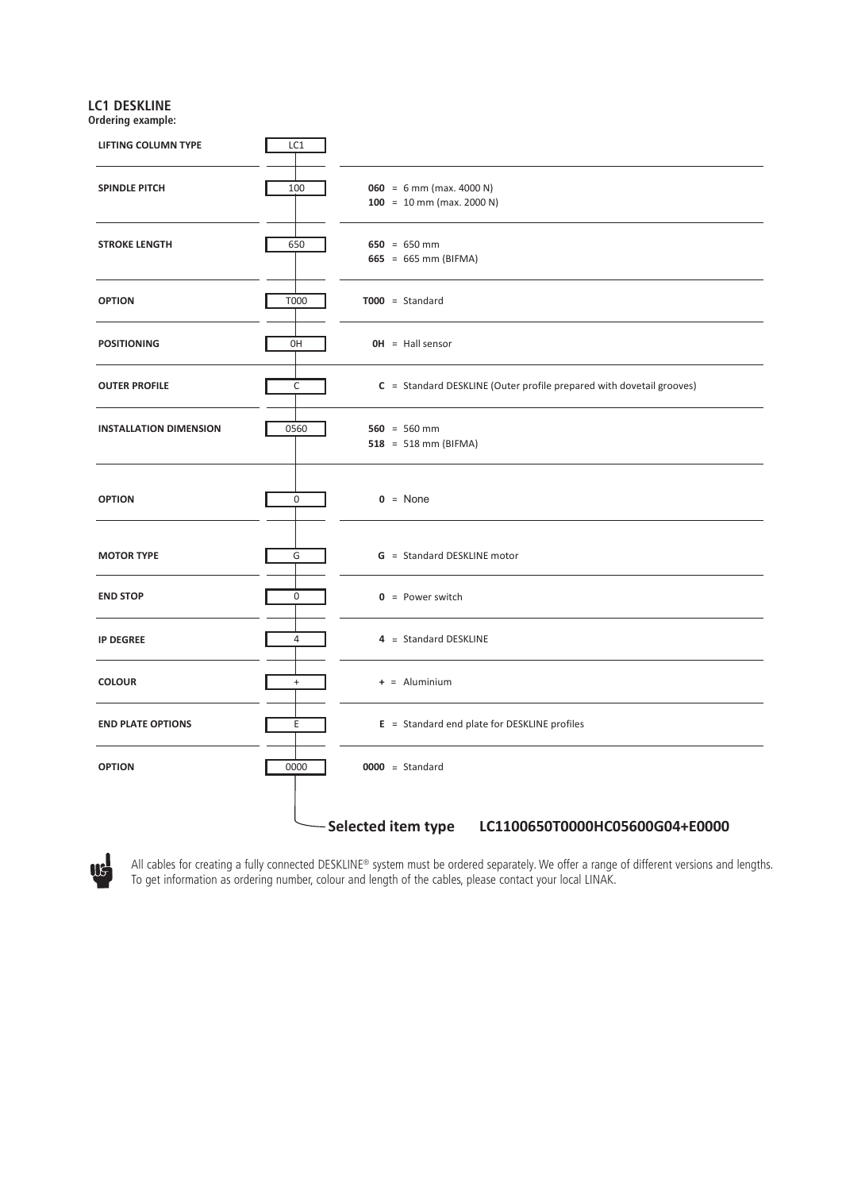## LC1 DESKLINE

**Ordering example:**

| | Selected | Options |
|---|---|---|
| **LIFTING COLUMN TYPE** | LC1 | |
| **SPINDLE PITCH** | 100 | **060** = 6 mm (max. 4000 N)<br>**100** = 10 mm (max. 2000 N) |
| **STROKE LENGTH** | 650 | **650** = 650 mm<br>**665** = 665 mm (BIFMA) |
| **OPTION** | T000 | **T000** = Standard |
| **POSITIONING** | 0H | **0H** = Hall sensor |
| **OUTER PROFILE** | C | **C** = Standard DESKLINE (Outer profile prepared with dovetail grooves) |
| **INSTALLATION DIMENSION** | 0560 | **560** = 560 mm<br>**518** = 518 mm (BIFMA) |
| **OPTION** | 0 | **0** = None |
| **MOTOR TYPE** | G | **G** = Standard DESKLINE motor |
| **END STOP** | 0 | **0** = Power switch |
| **IP DEGREE** | 4 | **4** = Standard DESKLINE |
| **COLOUR** | + | **+** = Aluminium |
| **END PLATE OPTIONS** | E | **E** = Standard end plate for DESKLINE profiles |
| **OPTION** | 0000 | **0000** = Standard |

**Selected item type LC1100650T0000HC05600G04+E0000**

All cables for creating a fully connected DESKLINE® system must be ordered separately. We offer a range of different versions and lengths. To get information as ordering number, colour and length of the cables, please contact your local LINAK.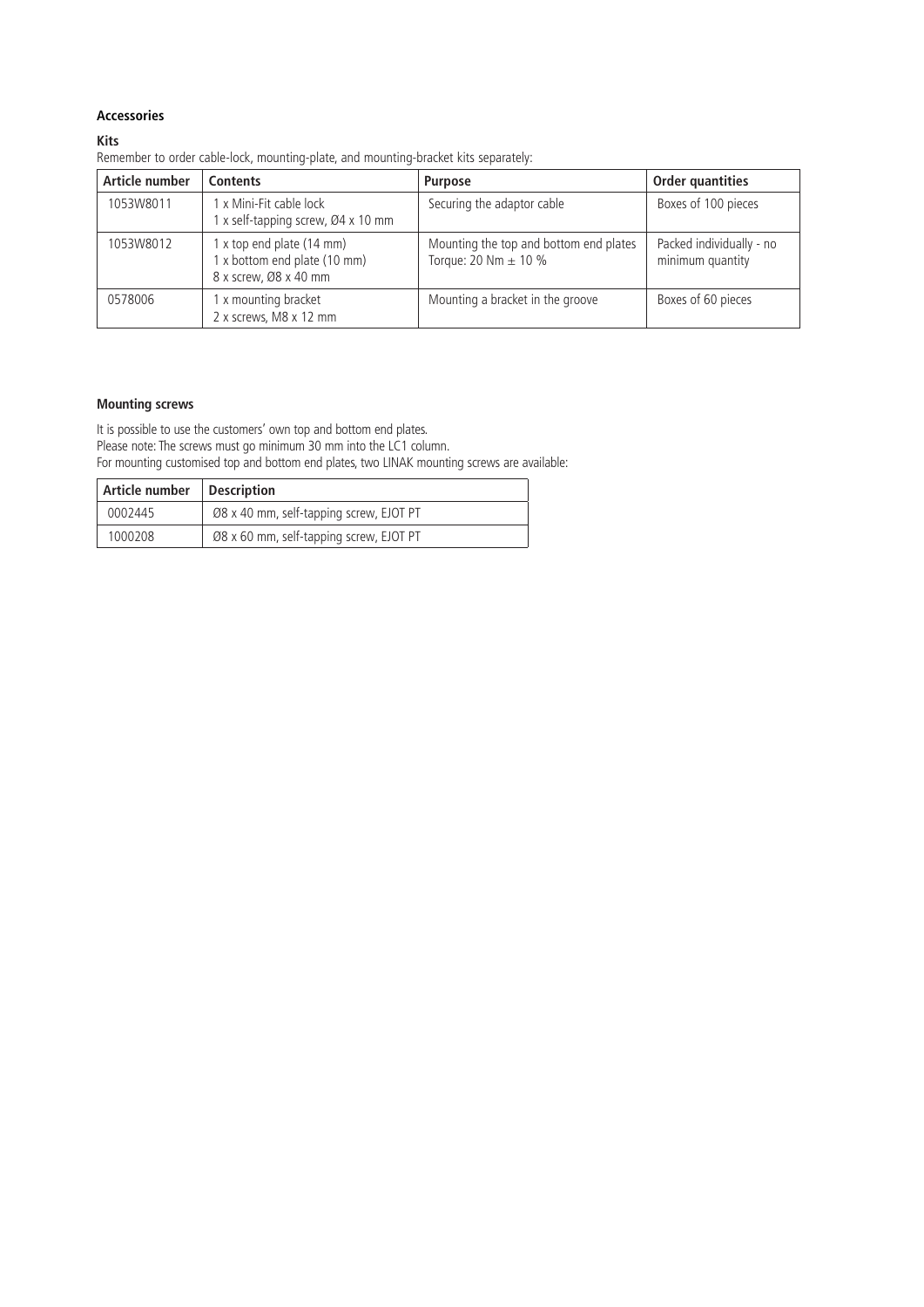## Accessories

### Kits

Remember to order cable-lock, mounting-plate, and mounting-bracket kits separately:

| Article number | Contents | Purpose | Order quantities |
|---|---|---|---|
| 1053W8011 | 1 x Mini-Fit cable lock<br>1 x self-tapping screw, Ø4 x 10 mm | Securing the adaptor cable | Boxes of 100 pieces |
| 1053W8012 | 1 x top end plate (14 mm)<br>1 x bottom end plate (10 mm)<br>8 x screw, Ø8 x 40 mm | Mounting the top and bottom end plates<br>Torque: 20 Nm $\pm$ 10 % | Packed individually - no minimum quantity |
| 0578006 | 1 x mounting bracket<br>2 x screws, M8 x 12 mm | Mounting a bracket in the groove | Boxes of 60 pieces |

### Mounting screws

It is possible to use the customers' own top and bottom end plates.
Please note: The screws must go minimum 30 mm into the LC1 column.
For mounting customised top and bottom end plates, two LINAK mounting screws are available:

| Article number | Description |
|---|---|
| 0002445 | Ø8 x 40 mm, self-tapping screw, EJOT PT |
| 1000208 | Ø8 x 60 mm, self-tapping screw, EJOT PT |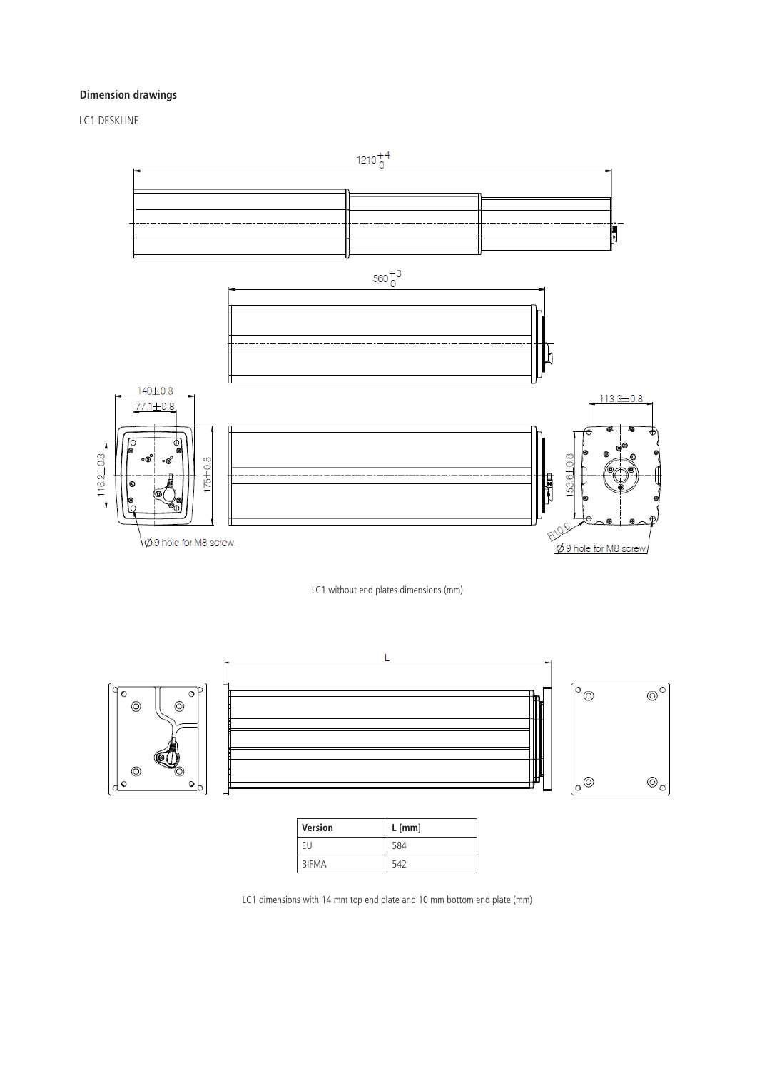**Dimension drawings**

LC1 DESKLINE

LC1 without end plates dimensions (mm)

| Version | L [mm] |
| --- | --- |
| EU | 584 |
| BIFMA | 542 |

LC1 dimensions with 14 mm top end plate and 10 mm bottom end plate (mm)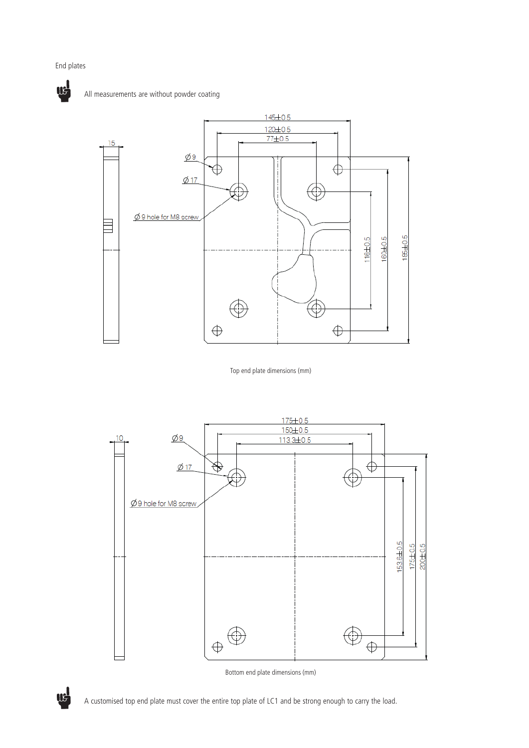End plates

All measurements are without powder coating

Top end plate dimensions (mm)

Bottom end plate dimensions (mm)

A customised top end plate must cover the entire top plate of LC1 and be strong enough to carry the load.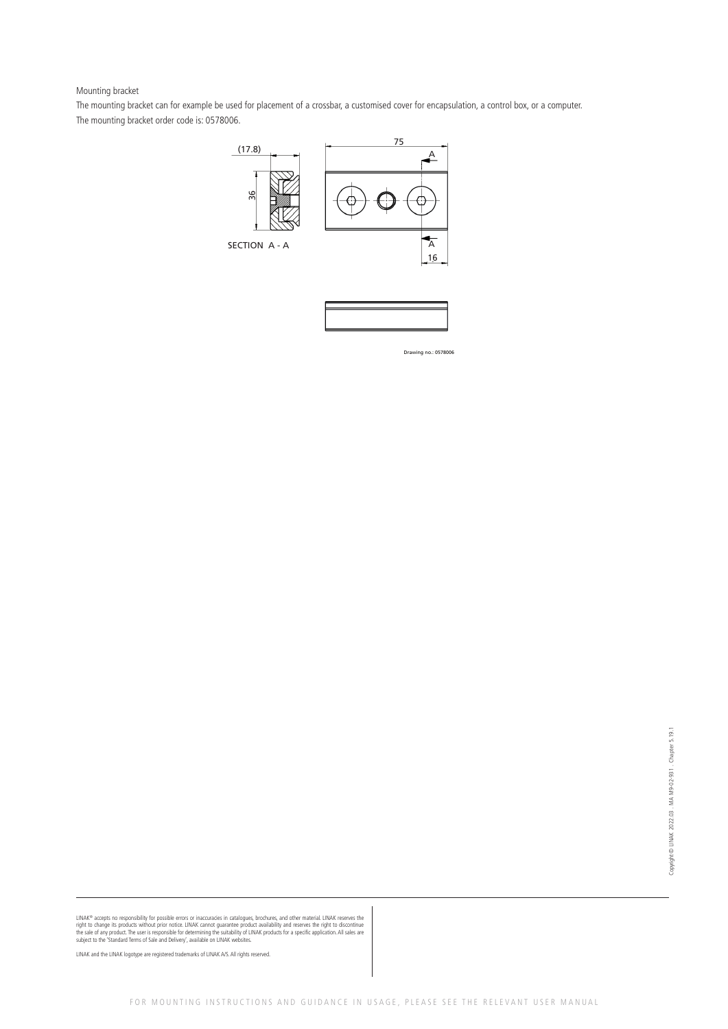Mounting bracket

The mounting bracket can for example be used for placement of a crossbar, a customised cover for encapsulation, a control box, or a computer.
The mounting bracket order code is: 0578006.

(17.8)

36

SECTION A - A

75

A

A

16

Drawing no.: 0578006

LINAK® accepts no responsibility for possible errors or inaccuracies in catalogues, brochures, and other material. LINAK reserves the right to change its products without prior notice. LINAK cannot guarantee product availability and reserves the right to discontinue the sale of any product. The user is responsible for determining the suitability of LINAK products for a specific application. All sales are subject to the 'Standard Terms of Sale and Delivery', available on LINAK websites.

LINAK and the LINAK logotype are registered trademarks of LINAK A/S. All rights reserved.

FOR MOUNTING INSTRUCTIONS AND GUIDANCE IN USAGE, PLEASE SEE THE RELEVANT USER MANUAL